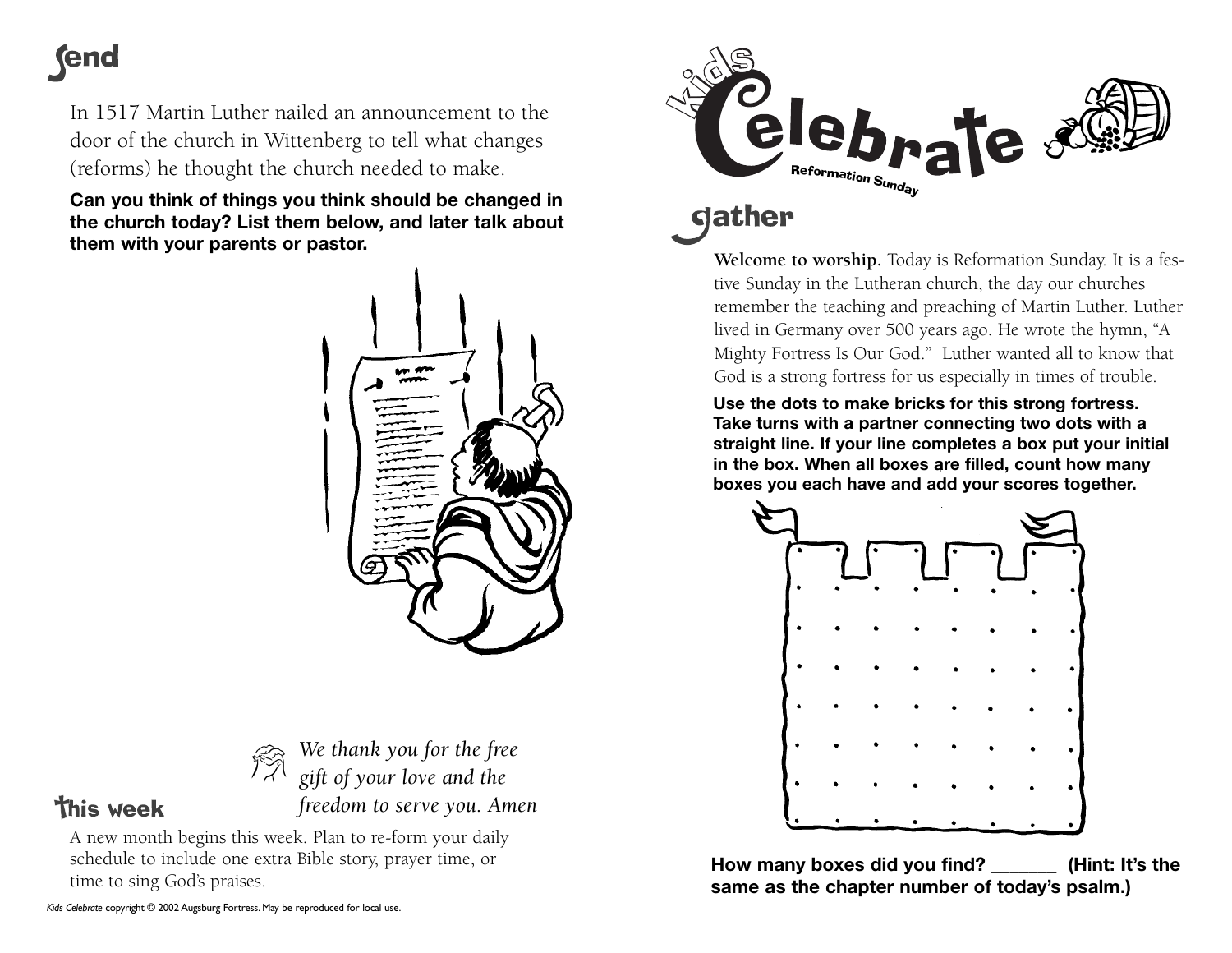## send

In 1517 Martin Luther nailed an announcement to the door of the church in Wittenberg to tell what changes (reforms) he thought the church needed to make.

**Can you think of things you think should be changed in the church today? List them below, and later talk about them with your parents or pastor.**

*We thank you for the free gift of your love and the freedom to serve you. Amen*

## this week

A new month begins this week. Plan to re-form your daily schedule to include one extra Bible story, prayer time, or time to sing God's praises.

*Kids Celebrate* copyright © 2002 Augsburg Fortress. May be reproduced for local use.

# kids Celebrate

Reformation Sunday

## gather

**Welcome to worship.** Today is Reformation Sunday. It is a festive Sunday in the Lutheran church, the day our churches remember the teaching and preaching of Martin Luther. Luther lived in Germany over 500 years ago. He wrote the hymn, "A Mighty Fortress Is Our God." Luther wanted all to know that God is a strong fortress for us especially in times of trouble.

**Use the dots to make bricks for this strong fortress. Take turns with a partner connecting two dots with a straight line. If your line completes a box put your initial in the box. When all boxes are filled, count how many boxes you each have and add your scores together.**

**How many boxes did you find? _______ (Hint: It's the same as the chapter number of today's psalm.)**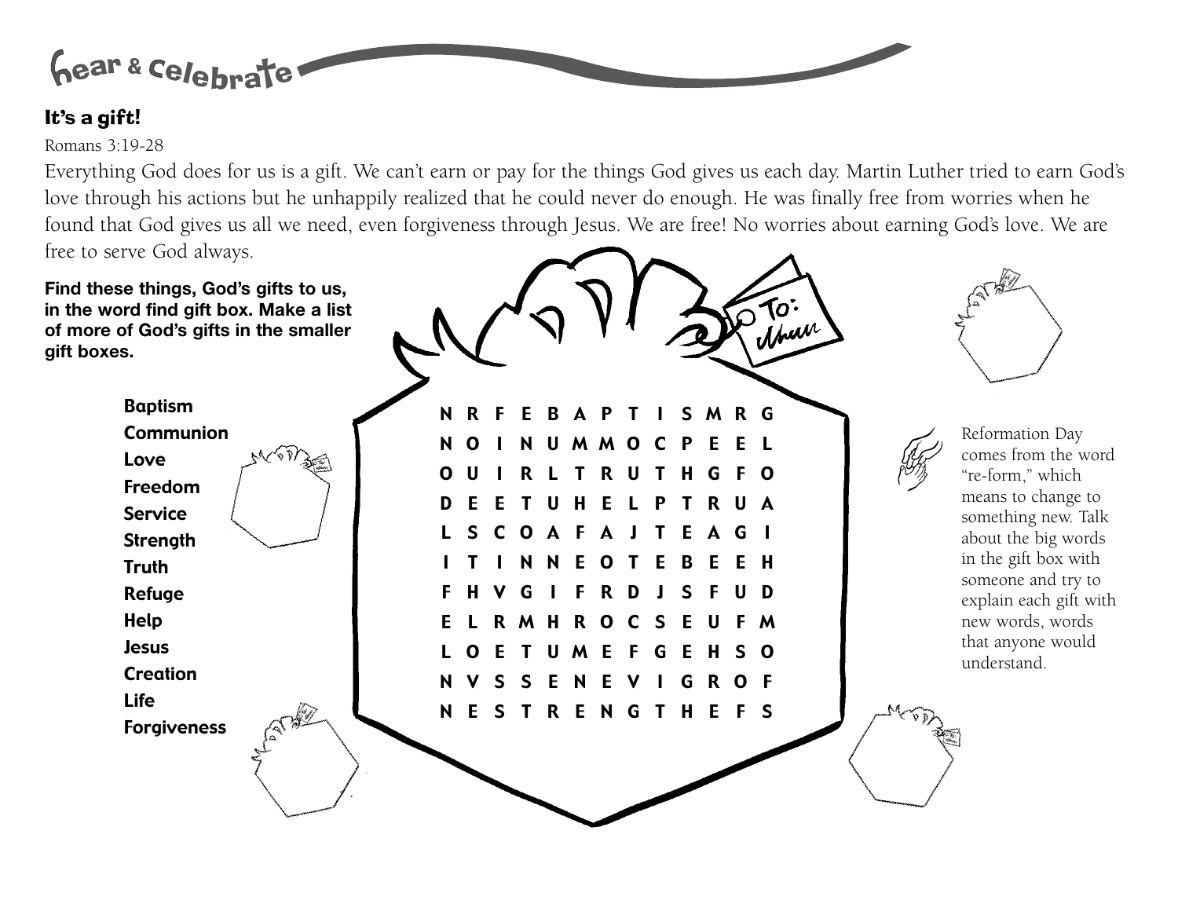# Hear & Celebrate

## It's a gift!

Romans 3:19-28

Everything God does for us is a gift. We can't earn or pay for the things God gives us each day. Martin Luther tried to earn God's love through his actions but he unhappily realized that he could never do enough. He was finally free from worries when he found that God gives us all we need, even forgiveness through Jesus. We are free! No worries about earning God's love. We are free to serve God always.

**Find these things, God's gifts to us, in the word find gift box. Make a list of more of God's gifts in the smaller gift boxes.**

**Baptism**
**Communion**
**Love**
**Freedom**
**Service**
**Strength**
**Truth**
**Refuge**
**Help**
**Jesus**
**Creation**
**Life**
**Forgiveness**

To:

| | | | | | | | | | | | | |
|---|---|---|---|---|---|---|---|---|---|---|---|---|
| N | R | F | E | B | A | P | T | I | S | M | R | G |
| N | O | I | N | U | M | M | O | C | P | E | E | L |
| O | U | I | R | L | T | R | U | T | H | G | F | O |
| D | E | E | T | U | H | E | L | P | T | R | U | A |
| L | S | C | O | A | F | A | J | T | E | A | G | I |
| I | T | I | N | N | E | O | T | E | B | E | E | H |
| F | H | V | G | I | F | R | D | J | S | F | U | D |
| E | L | R | M | H | R | O | C | S | E | U | F | M |
| L | O | E | T | U | M | E | F | G | E | H | S | O |
| N | V | S | S | E | N | E | V | I | G | R | O | F |
| N | E | S | T | R | E | N | G | T | H | E | F | S |

Reformation Day comes from the word "re-form," which means to change to something new. Talk about the big words in the gift box with someone and try to explain each gift with new words, words that anyone would understand.